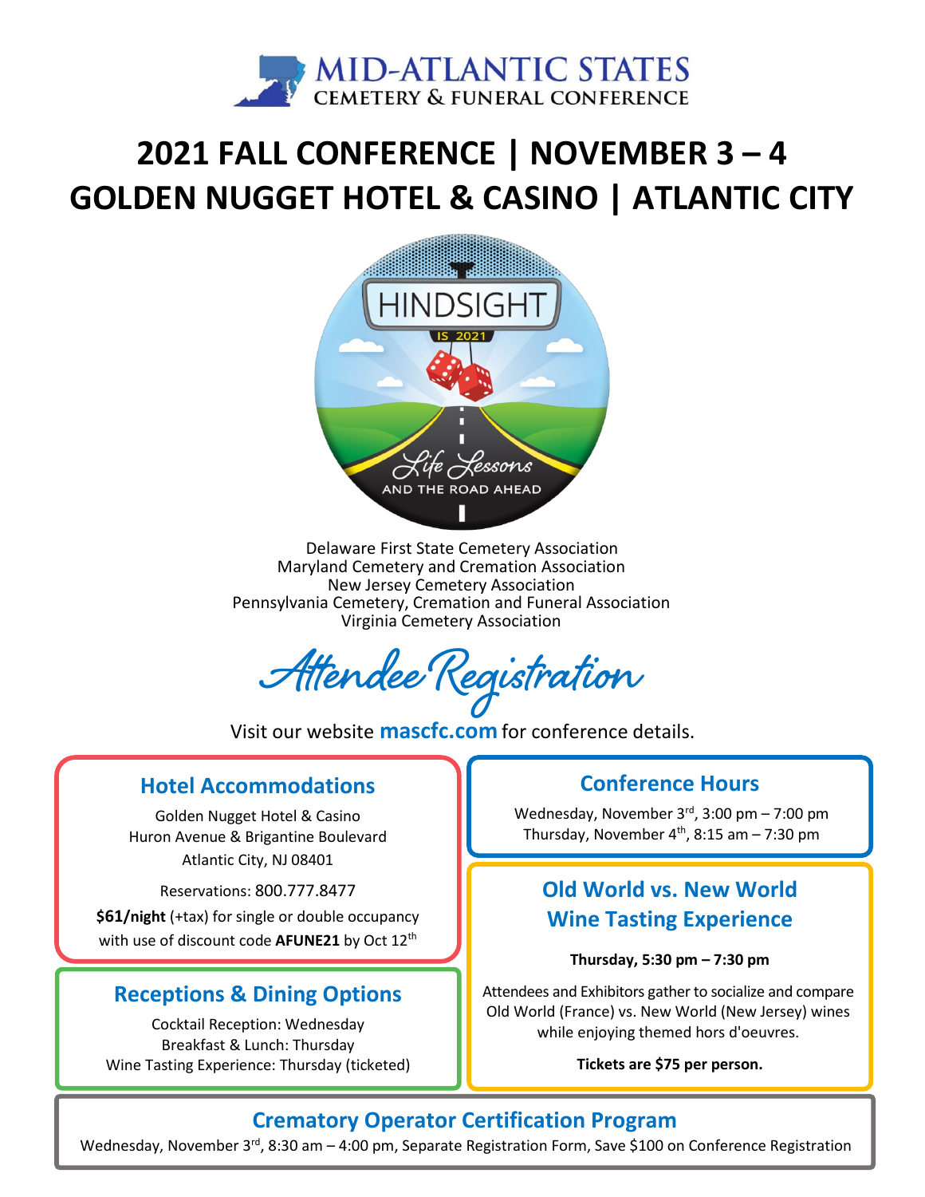# MID-ATLANTIC STATES CEMETERY & FUNERAL CONFERENCE

# 2021 FALL CONFERENCE | NOVEMBER 3 – 4
# GOLDEN NUGGET HOTEL & CASINO | ATLANTIC CITY

HINDSIGHT IS 2021

Life Lessons AND THE ROAD AHEAD

Delaware First State Cemetery Association
Maryland Cemetery and Cremation Association
New Jersey Cemetery Association
Pennsylvania Cemetery, Cremation and Funeral Association
Virginia Cemetery Association

## *Attendee Registration*

Visit our website **mascfc.com** for conference details.

### Hotel Accommodations

Golden Nugget Hotel & Casino
Huron Avenue & Brigantine Boulevard
Atlantic City, NJ 08401

Reservations: 800.777.8477

**$61/night** (+tax) for single or double occupancy with use of discount code **AFUNE21** by Oct 12th

### Conference Hours

Wednesday, November 3rd, 3:00 pm – 7:00 pm
Thursday, November 4th, 8:15 am – 7:30 pm

### Receptions & Dining Options

Cocktail Reception: Wednesday
Breakfast & Lunch: Thursday
Wine Tasting Experience: Thursday (ticketed)

### Old World vs. New World Wine Tasting Experience

**Thursday, 5:30 pm – 7:30 pm**

Attendees and Exhibitors gather to socialize and compare Old World (France) vs. New World (New Jersey) wines while enjoying themed hors d'oeuvres.

**Tickets are $75 per person.**

### Crematory Operator Certification Program

Wednesday, November 3rd, 8:30 am – 4:00 pm, Separate Registration Form, Save $100 on Conference Registration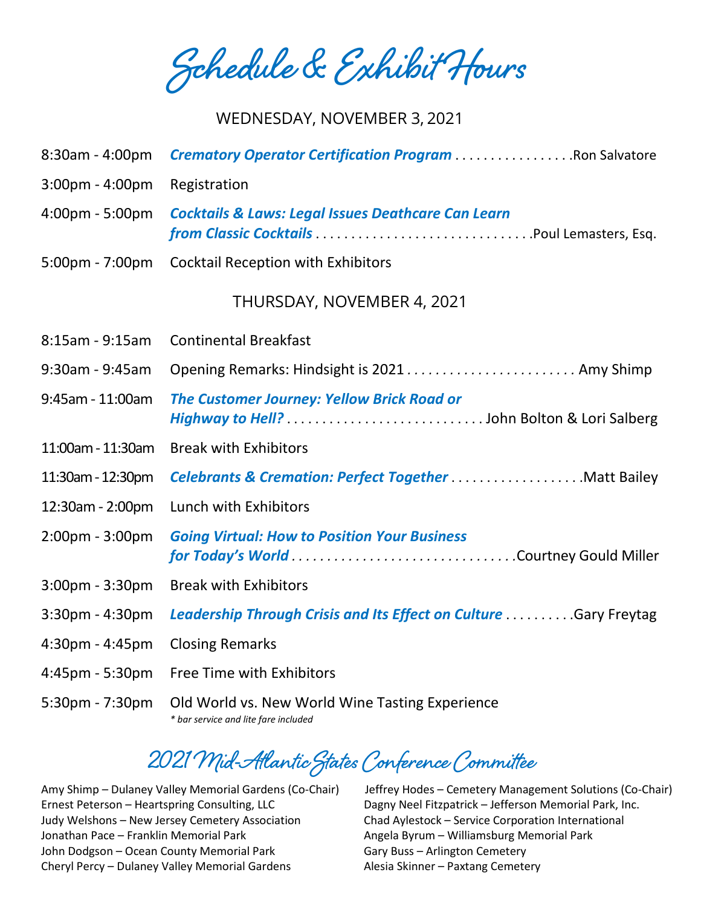# Schedule & Exhibit Hours

## WEDNESDAY, NOVEMBER 3, 2021

| Time | Event |
|---|---|
| 8:30am - 4:00pm | ***Crematory Operator Certification Program*** . . . . . . . . . . . . . . . . .Ron Salvatore |
| 3:00pm - 4:00pm | Registration |
| 4:00pm - 5:00pm | ***Cocktails & Laws: Legal Issues Deathcare Can Learn from Classic Cocktails*** . . . . . . . . . . . . . . . . . . . . . . . . . . . . . .Poul Lemasters, Esq. |
| 5:00pm - 7:00pm | Cocktail Reception with Exhibitors |

## THURSDAY, NOVEMBER 4, 2021

| Time | Event |
|---|---|
| 8:15am - 9:15am | Continental Breakfast |
| 9:30am - 9:45am | Opening Remarks: Hindsight is 2021 . . . . . . . . . . . . . . . . . . . . . . . . Amy Shimp |
| 9:45am - 11:00am | ***The Customer Journey: Yellow Brick Road or Highway to Hell?*** . . . . . . . . . . . . . . . . . . . . . . . . . . . . John Bolton & Lori Salberg |
| 11:00am - 11:30am | Break with Exhibitors |
| 11:30am - 12:30pm | ***Celebrants & Cremation: Perfect Together*** . . . . . . . . . . . . . . . . . . .Matt Bailey |
| 12:30am - 2:00pm | Lunch with Exhibitors |
| 2:00pm - 3:00pm | ***Going Virtual: How to Position Your Business for Today's World*** . . . . . . . . . . . . . . . . . . . . . . . . . . . . . . . .Courtney Gould Miller |
| 3:00pm - 3:30pm | Break with Exhibitors |
| 3:30pm - 4:30pm | ***Leadership Through Crisis and Its Effect on Culture*** . . . . . . . . . .Gary Freytag |
| 4:30pm - 4:45pm | Closing Remarks |
| 4:45pm - 5:30pm | Free Time with Exhibitors |
| 5:30pm - 7:30pm | Old World vs. New World Wine Tasting Experience<br>*\* bar service and lite fare included* |

## 2021 Mid-Atlantic States Conference Committee

Amy Shimp – Dulaney Valley Memorial Gardens (Co-Chair)
Ernest Peterson – Heartspring Consulting, LLC
Judy Welshons – New Jersey Cemetery Association
Jonathan Pace – Franklin Memorial Park
John Dodgson – Ocean County Memorial Park
Cheryl Percy – Dulaney Valley Memorial Gardens
Jeffrey Hodes – Cemetery Management Solutions (Co-Chair)
Dagny Neel Fitzpatrick – Jefferson Memorial Park, Inc.
Chad Aylestock – Service Corporation International
Angela Byrum – Williamsburg Memorial Park
Gary Buss – Arlington Cemetery
Alesia Skinner – Paxtang Cemetery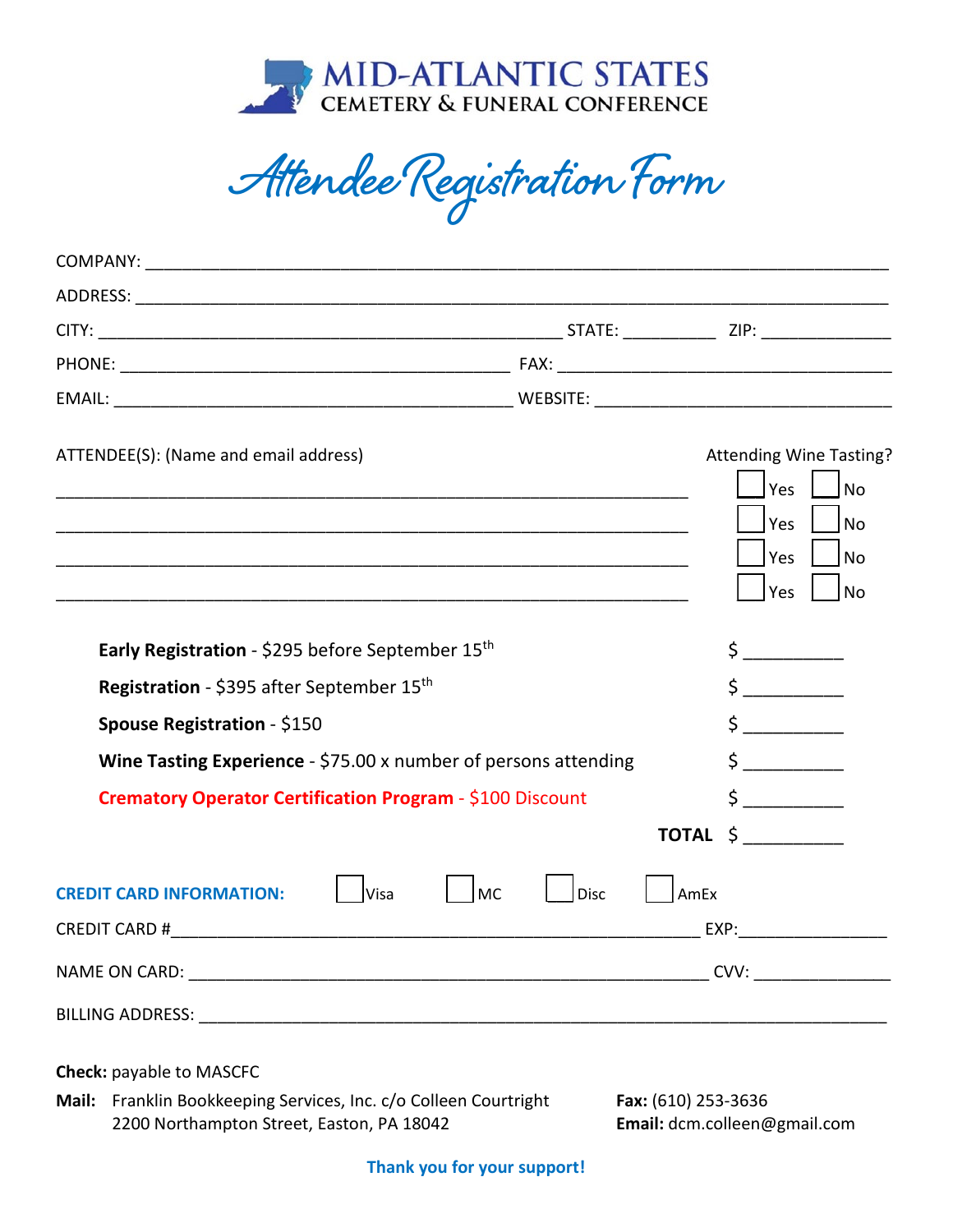# MID-ATLANTIC STATES CEMETERY & FUNERAL CONFERENCE

# Attendee Registration Form

COMPANY: ____________________________________________________________

ADDRESS: ____________________________________________________________

CITY: ________________________________ STATE: __________ ZIP: ______________

PHONE: ______________________________ FAX: ______________________________

EMAIL: ______________________________ WEBSITE: ___________________________

ATTENDEE(S): (Name and email address) — Attending Wine Tasting?

_____________________________________________ ☐ Yes ☐ No

_____________________________________________ ☐ Yes ☐ No

_____________________________________________ ☐ Yes ☐ No

_____________________________________________ ☐ Yes ☐ No

| | |
|---|---|
| **Early Registration** - \$295 before September 15th | \$ __________ |
| **Registration** - \$395 after September 15th | \$ __________ |
| **Spouse Registration** - \$150 | \$ __________ |
| **Wine Tasting Experience** - \$75.00 x number of persons attending | \$ __________ |
| **Crematory Operator Certification Program** - \$100 Discount | \$ __________ |
| **TOTAL** | \$ __________ |

**CREDIT CARD INFORMATION:** ☐ Visa ☐ MC ☐ Disc ☐ AmEx

CREDIT CARD #____________________________________________ EXP:________________

NAME ON CARD: __________________________________________ CVV: _______________

BILLING ADDRESS: ____________________________________________________________

**Check:** payable to MASCFC

**Mail:** Franklin Bookkeeping Services, Inc. c/o Colleen Courtright
2200 Northampton Street, Easton, PA 18042

**Fax:** (610) 253-3636
**Email:** dcm.colleen@gmail.com

**Thank you for your support!**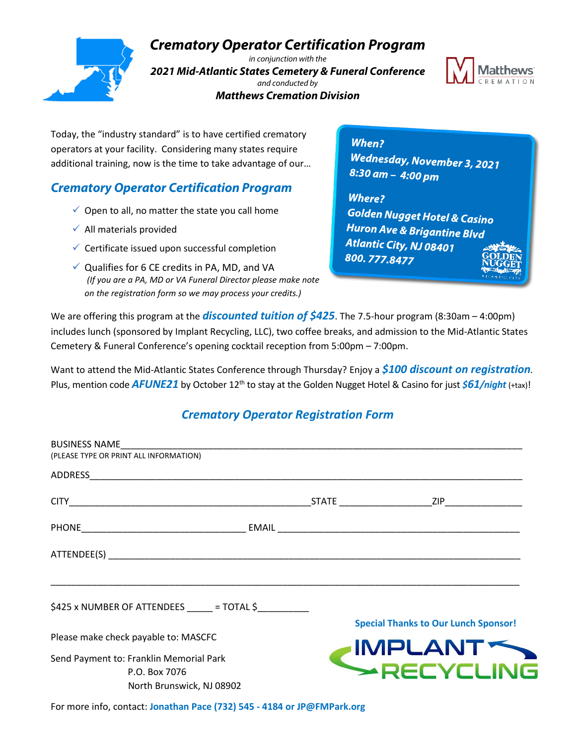# Crematory Operator Certification Program

*in conjunction with the*

***2021 Mid-Atlantic States Cemetery & Funeral Conference***

*and conducted by*

***Matthews Cremation Division***

Matthews CREMATION

Today, the "industry standard" is to have certified crematory operators at your facility. Considering many states require additional training, now is the time to take advantage of our…

## *Crematory Operator Certification Program*

- ✓ Open to all, no matter the state you call home
- ✓ All materials provided
- ✓ Certificate issued upon successful completion
- ✓ Qualifies for 6 CE credits in PA, MD, and VA
  *(If you are a PA, MD or VA Funeral Director please make note on the registration form so we may process your credits.)*

***When?***
***Wednesday, November 3, 2021***
***8:30 am – 4:00 pm***

***Where?***
***Golden Nugget Hotel & Casino***
***Huron Ave & Brigantine Blvd***
***Atlantic City, NJ 08401***
***800. 777.8477***

We are offering this program at the ***discounted tuition of $425***. The 7.5-hour program (8:30am – 4:00pm) includes lunch (sponsored by Implant Recycling, LLC), two coffee breaks, and admission to the Mid-Atlantic States Cemetery & Funeral Conference's opening cocktail reception from 5:00pm – 7:00pm.

Want to attend the Mid-Atlantic States Conference through Thursday? Enjoy a ***$100 discount on registration***. Plus, mention code ***AFUNE21*** by October 12th to stay at the Golden Nugget Hotel & Casino for just ***$61/night*** (+tax)!

## *Crematory Operator Registration Form*

BUSINESS NAME\_\_\_\_\_\_\_\_\_\_\_\_\_\_\_\_\_\_\_\_\_\_\_\_\_\_\_\_\_\_\_\_\_\_\_\_\_\_\_\_\_\_\_\_\_\_\_\_\_\_\_\_\_\_\_\_\_\_
(PLEASE TYPE OR PRINT ALL INFORMATION)

ADDRESS\_\_\_\_\_\_\_\_\_\_\_\_\_\_\_\_\_\_\_\_\_\_\_\_\_\_\_\_\_\_\_\_\_\_\_\_\_\_\_\_\_\_\_\_\_\_\_\_\_\_\_\_\_\_\_\_\_\_\_\_\_\_

CITY\_\_\_\_\_\_\_\_\_\_\_\_\_\_\_\_\_\_\_\_\_\_\_\_\_\_\_\_\_\_\_\_\_\_\_\_STATE \_\_\_\_\_\_\_\_\_\_\_\_\_ZIP\_\_\_\_\_\_\_\_\_\_\_

PHONE\_\_\_\_\_\_\_\_\_\_\_\_\_\_\_\_\_\_\_\_\_\_\_\_ EMAIL \_\_\_\_\_\_\_\_\_\_\_\_\_\_\_\_\_\_\_\_\_\_\_\_\_\_\_\_\_\_\_\_\_\_\_\_

ATTENDEE(S) \_\_\_\_\_\_\_\_\_\_\_\_\_\_\_\_\_\_\_\_\_\_\_\_\_\_\_\_\_\_\_\_\_\_\_\_\_\_\_\_\_\_\_\_\_\_\_\_\_\_\_\_\_\_\_\_\_\_\_\_

\_\_\_\_\_\_\_\_\_\_\_\_\_\_\_\_\_\_\_\_\_\_\_\_\_\_\_\_\_\_\_\_\_\_\_\_\_\_\_\_\_\_\_\_\_\_\_\_\_\_\_\_\_\_\_\_\_\_\_\_\_\_\_\_\_\_\_\_\_\_\_\_

$425 x NUMBER OF ATTENDEES \_\_\_\_\_ = TOTAL $\_\_\_\_\_\_\_\_\_\_

Please make check payable to: MASCFC

Send Payment to: Franklin Memorial Park
P.O. Box 7076
North Brunswick, NJ 08902

**Special Thanks to Our Lunch Sponsor!**

IMPLANT RECYCLING

For more info, contact: **Jonathan Pace (732) 545 - 4184 or JP@FMPark.org**